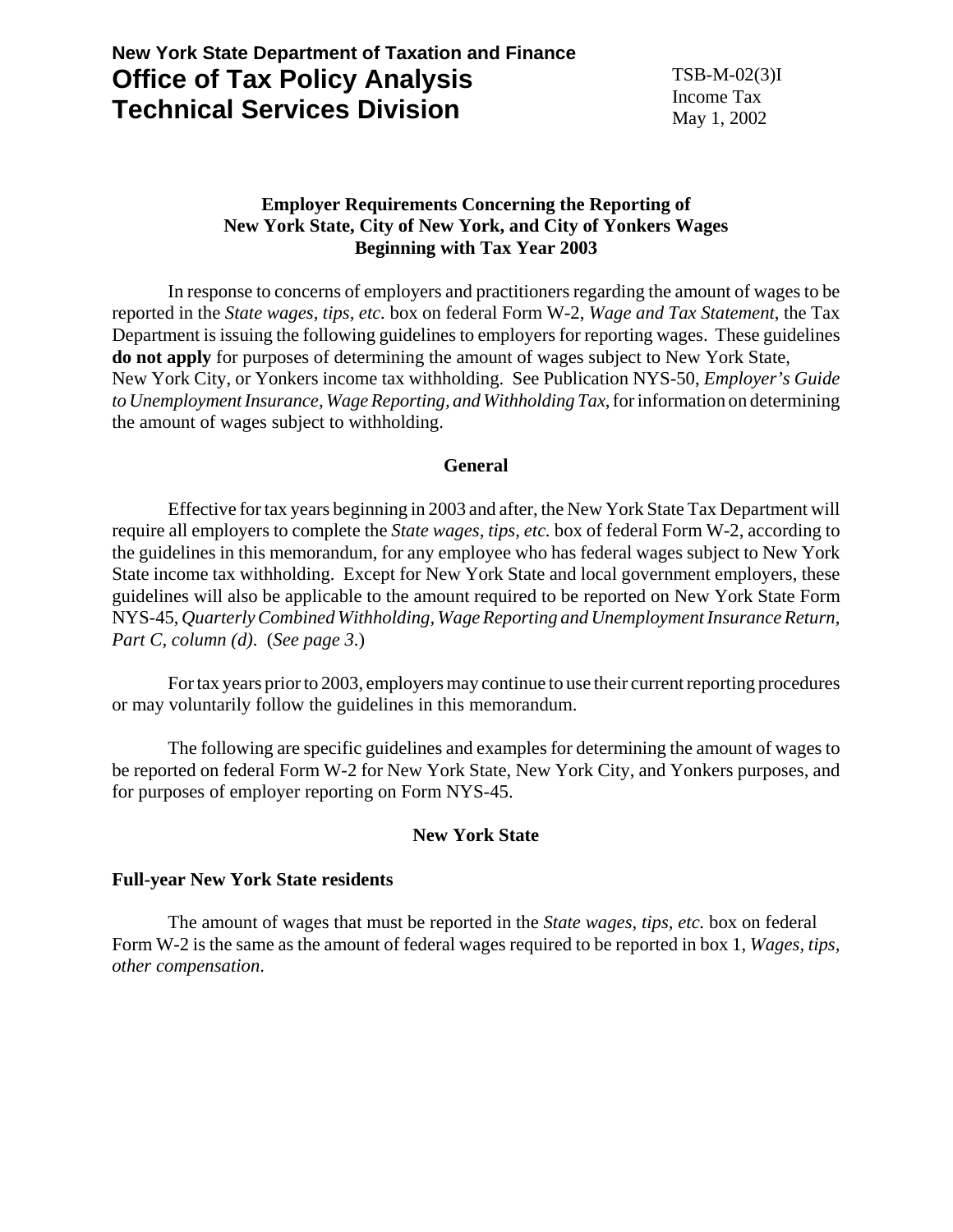**New York State Department of Taxation and Finance**
# Office of Tax Policy Analysis
# Technical Services Division

TSB-M-02(3)I
Income Tax
May 1, 2002

**Employer Requirements Concerning the Reporting of New York State, City of New York, and City of Yonkers Wages Beginning with Tax Year 2003**

In response to concerns of employers and practitioners regarding the amount of wages to be reported in the *State wages, tips, etc.* box on federal Form W-2, *Wage and Tax Statement*, the Tax Department is issuing the following guidelines to employers for reporting wages. These guidelines **do not apply** for purposes of determining the amount of wages subject to New York State, New York City, or Yonkers income tax withholding. See Publication NYS-50, *Employer's Guide to Unemployment Insurance, Wage Reporting, and Withholding Tax*, for information on determining the amount of wages subject to withholding.

## General

Effective for tax years beginning in 2003 and after, the New York State Tax Department will require all employers to complete the *State wages, tips, etc.* box of federal Form W-2, according to the guidelines in this memorandum, for any employee who has federal wages subject to New York State income tax withholding. Except for New York State and local government employers, these guidelines will also be applicable to the amount required to be reported on New York State Form NYS-45, *Quarterly Combined Withholding, Wage Reporting and Unemployment Insurance Return*, *Part C, column (d)*. (*See page 3*.)

For tax years prior to 2003, employers may continue to use their current reporting procedures or may voluntarily follow the guidelines in this memorandum.

The following are specific guidelines and examples for determining the amount of wages to be reported on federal Form W-2 for New York State, New York City, and Yonkers purposes, and for purposes of employer reporting on Form NYS-45.

## New York State

### Full-year New York State residents

The amount of wages that must be reported in the *State wages, tips, etc.* box on federal Form W-2 is the same as the amount of federal wages required to be reported in box 1, *Wages, tips, other compensation*.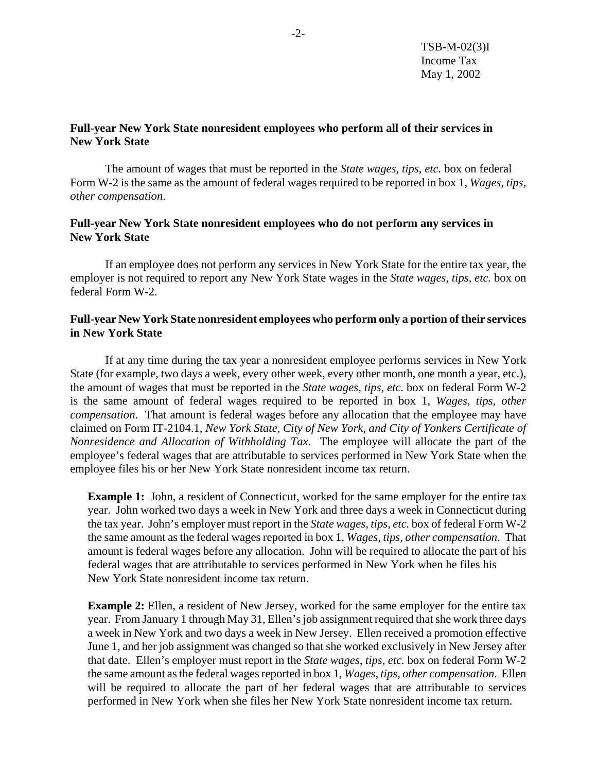**Full-year New York State nonresident employees who perform all of their services in New York State**

The amount of wages that must be reported in the *State wages, tips, etc.* box on federal Form W-2 is the same as the amount of federal wages required to be reported in box 1, *Wages, tips, other compensation*.

**Full-year New York State nonresident employees who do not perform any services in New York State**

If an employee does not perform any services in New York State for the entire tax year, the employer is not required to report any New York State wages in the *State wages, tips, etc.* box on federal Form W-2.

**Full-year New York State nonresident employees who perform only a portion of their services in New York State**

If at any time during the tax year a nonresident employee performs services in New York State (for example, two days a week, every other week, every other month, one month a year, etc.), the amount of wages that must be reported in the *State wages, tips, etc.* box on federal Form W-2 is the same amount of federal wages required to be reported in box 1, *Wages, tips, other compensation*. That amount is federal wages before any allocation that the employee may have claimed on Form IT-2104.1, *New York State, City of New York, and City of Yonkers Certificate of Nonresidence and Allocation of Withholding Tax*. The employee will allocate the part of the employee's federal wages that are attributable to services performed in New York State when the employee files his or her New York State nonresident income tax return.

**Example 1:** John, a resident of Connecticut, worked for the same employer for the entire tax year. John worked two days a week in New York and three days a week in Connecticut during the tax year. John's employer must report in the *State wages, tips, etc.* box of federal Form W-2 the same amount as the federal wages reported in box 1, *Wages, tips, other compensation*. That amount is federal wages before any allocation. John will be required to allocate the part of his federal wages that are attributable to services performed in New York when he files his New York State nonresident income tax return.

**Example 2:** Ellen, a resident of New Jersey, worked for the same employer for the entire tax year. From January 1 through May 31, Ellen's job assignment required that she work three days a week in New York and two days a week in New Jersey. Ellen received a promotion effective June 1, and her job assignment was changed so that she worked exclusively in New Jersey after that date. Ellen's employer must report in the *State wages, tips, etc.* box on federal Form W-2 the same amount as the federal wages reported in box 1, *Wages, tips, other compensation*. Ellen will be required to allocate the part of her federal wages that are attributable to services performed in New York when she files her New York State nonresident income tax return.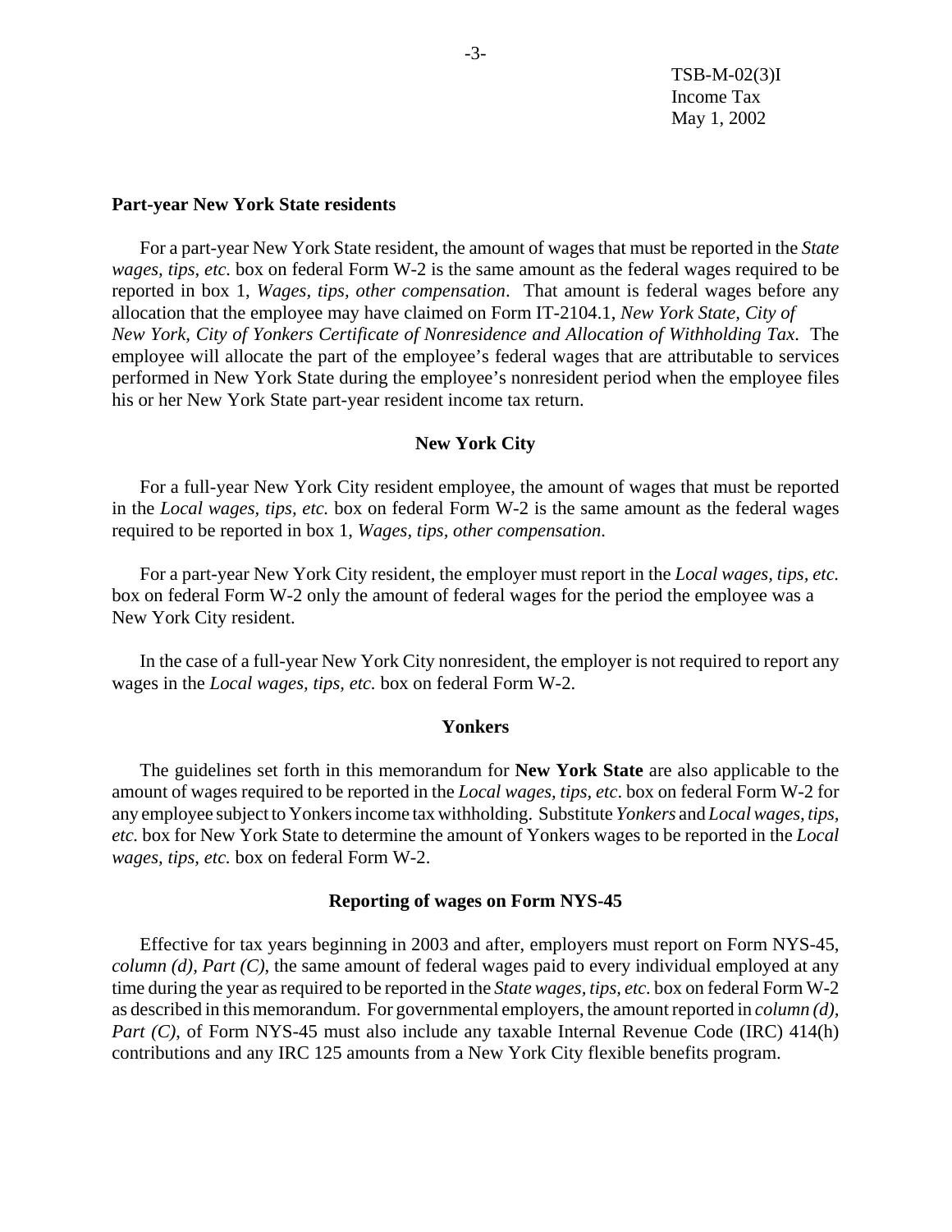## Part-year New York State residents

For a part-year New York State resident, the amount of wages that must be reported in the *State wages, tips, etc.* box on federal Form W-2 is the same amount as the federal wages required to be reported in box 1, *Wages, tips, other compensation*. That amount is federal wages before any allocation that the employee may have claimed on Form IT-2104.1, *New York State, City of New York, City of Yonkers Certificate of Nonresidence and Allocation of Withholding Tax*. The employee will allocate the part of the employee's federal wages that are attributable to services performed in New York State during the employee's nonresident period when the employee files his or her New York State part-year resident income tax return.

## New York City

For a full-year New York City resident employee, the amount of wages that must be reported in the *Local wages, tips, etc.* box on federal Form W-2 is the same amount as the federal wages required to be reported in box 1, *Wages, tips, other compensation*.

For a part-year New York City resident, the employer must report in the *Local wages, tips, etc.* box on federal Form W-2 only the amount of federal wages for the period the employee was a New York City resident.

In the case of a full-year New York City nonresident, the employer is not required to report any wages in the *Local wages, tips, etc.* box on federal Form W-2.

## Yonkers

The guidelines set forth in this memorandum for **New York State** are also applicable to the amount of wages required to be reported in the *Local wages, tips, etc*. box on federal Form W-2 for any employee subject to Yonkers income tax withholding. Substitute *Yonkers* and *Local wages, tips, etc.* box for New York State to determine the amount of Yonkers wages to be reported in the *Local wages, tips, etc.* box on federal Form W-2.

## Reporting of wages on Form NYS-45

Effective for tax years beginning in 2003 and after, employers must report on Form NYS-45, *column (d), Part (C)*, the same amount of federal wages paid to every individual employed at any time during the year as required to be reported in the *State wages, tips, etc.* box on federal Form W-2 as described in this memorandum. For governmental employers, the amount reported in *column (d), Part (C)*, of Form NYS-45 must also include any taxable Internal Revenue Code (IRC) 414(h) contributions and any IRC 125 amounts from a New York City flexible benefits program.